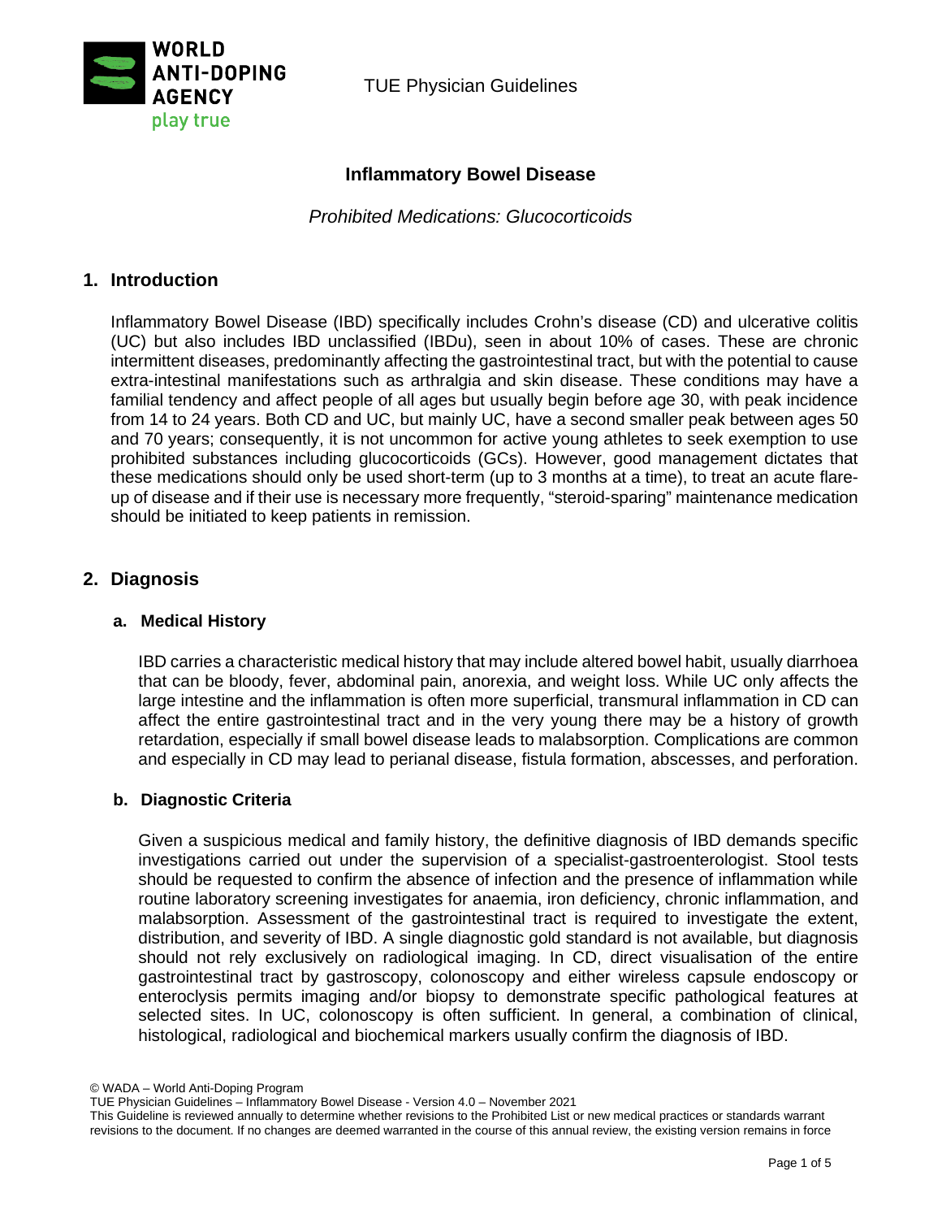# Inflammatory Bowel Disease

*Prohibited Medications: Glucocorticoids*

## 1. Introduction

Inflammatory Bowel Disease (IBD) specifically includes Crohn's disease (CD) and ulcerative colitis (UC) but also includes IBD unclassified (IBDu), seen in about 10% of cases. These are chronic intermittent diseases, predominantly affecting the gastrointestinal tract, but with the potential to cause extra-intestinal manifestations such as arthralgia and skin disease. These conditions may have a familial tendency and affect people of all ages but usually begin before age 30, with peak incidence from 14 to 24 years. Both CD and UC, but mainly UC, have a second smaller peak between ages 50 and 70 years; consequently, it is not uncommon for active young athletes to seek exemption to use prohibited substances including glucocorticoids (GCs). However, good management dictates that these medications should only be used short-term (up to 3 months at a time), to treat an acute flare-up of disease and if their use is necessary more frequently, "steroid-sparing" maintenance medication should be initiated to keep patients in remission.

## 2. Diagnosis

### a. Medical History

IBD carries a characteristic medical history that may include altered bowel habit, usually diarrhoea that can be bloody, fever, abdominal pain, anorexia, and weight loss. While UC only affects the large intestine and the inflammation is often more superficial, transmural inflammation in CD can affect the entire gastrointestinal tract and in the very young there may be a history of growth retardation, especially if small bowel disease leads to malabsorption. Complications are common and especially in CD may lead to perianal disease, fistula formation, abscesses, and perforation.

### b. Diagnostic Criteria

Given a suspicious medical and family history, the definitive diagnosis of IBD demands specific investigations carried out under the supervision of a specialist-gastroenterologist. Stool tests should be requested to confirm the absence of infection and the presence of inflammation while routine laboratory screening investigates for anaemia, iron deficiency, chronic inflammation, and malabsorption. Assessment of the gastrointestinal tract is required to investigate the extent, distribution, and severity of IBD. A single diagnostic gold standard is not available, but diagnosis should not rely exclusively on radiological imaging. In CD, direct visualisation of the entire gastrointestinal tract by gastroscopy, colonoscopy and either wireless capsule endoscopy or enteroclysis permits imaging and/or biopsy to demonstrate specific pathological features at selected sites. In UC, colonoscopy is often sufficient. In general, a combination of clinical, histological, radiological and biochemical markers usually confirm the diagnosis of IBD.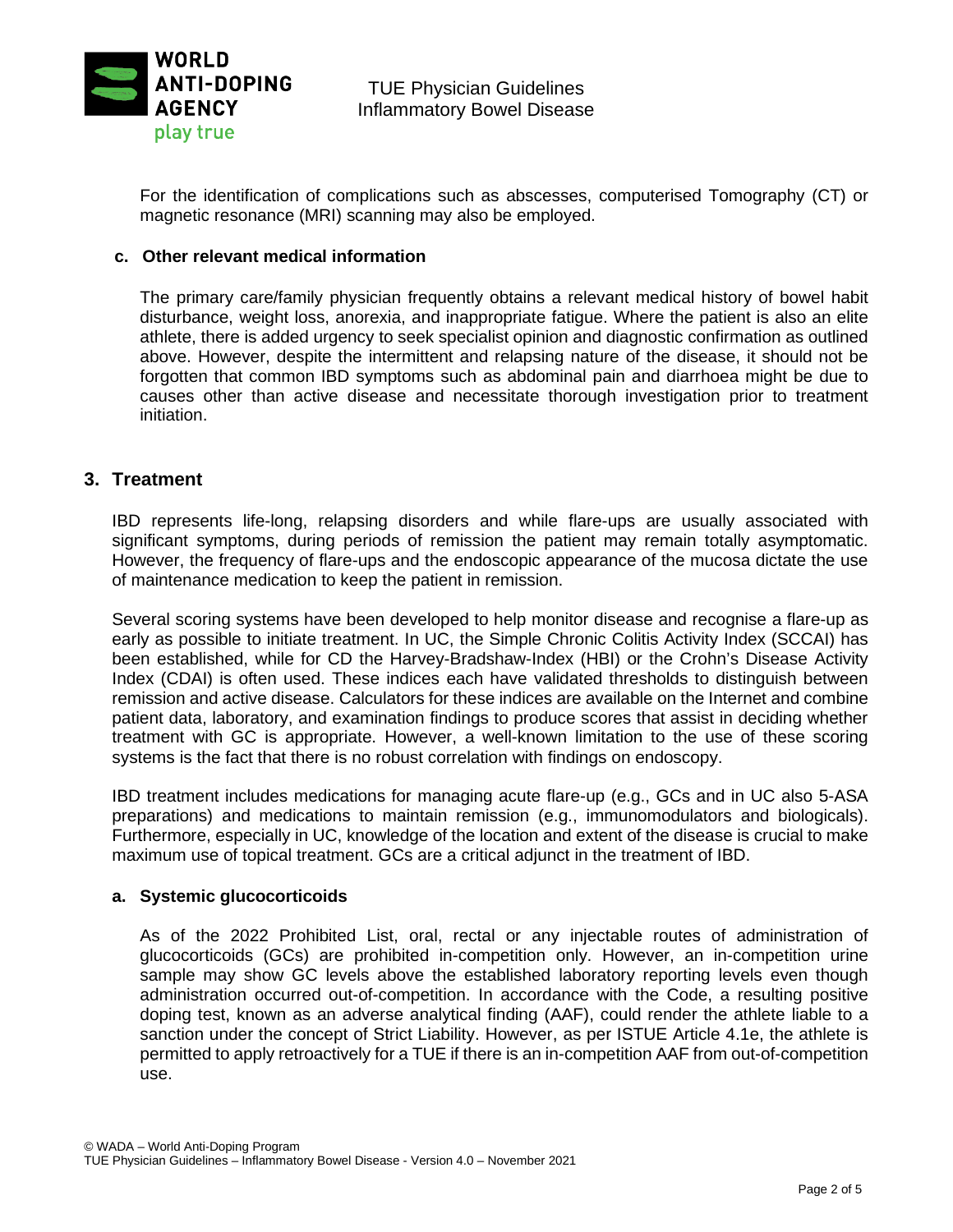For the identification of complications such as abscesses, computerised Tomography (CT) or magnetic resonance (MRI) scanning may also be employed.

### c. Other relevant medical information

The primary care/family physician frequently obtains a relevant medical history of bowel habit disturbance, weight loss, anorexia, and inappropriate fatigue. Where the patient is also an elite athlete, there is added urgency to seek specialist opinion and diagnostic confirmation as outlined above. However, despite the intermittent and relapsing nature of the disease, it should not be forgotten that common IBD symptoms such as abdominal pain and diarrhoea might be due to causes other than active disease and necessitate thorough investigation prior to treatment initiation.

## 3. Treatment

IBD represents life-long, relapsing disorders and while flare-ups are usually associated with significant symptoms, during periods of remission the patient may remain totally asymptomatic. However, the frequency of flare-ups and the endoscopic appearance of the mucosa dictate the use of maintenance medication to keep the patient in remission.

Several scoring systems have been developed to help monitor disease and recognise a flare-up as early as possible to initiate treatment. In UC, the Simple Chronic Colitis Activity Index (SCCAI) has been established, while for CD the Harvey-Bradshaw-Index (HBI) or the Crohn's Disease Activity Index (CDAI) is often used. These indices each have validated thresholds to distinguish between remission and active disease. Calculators for these indices are available on the Internet and combine patient data, laboratory, and examination findings to produce scores that assist in deciding whether treatment with GC is appropriate. However, a well-known limitation to the use of these scoring systems is the fact that there is no robust correlation with findings on endoscopy.

IBD treatment includes medications for managing acute flare-up (e.g., GCs and in UC also 5-ASA preparations) and medications to maintain remission (e.g., immunomodulators and biologicals). Furthermore, especially in UC, knowledge of the location and extent of the disease is crucial to make maximum use of topical treatment. GCs are a critical adjunct in the treatment of IBD.

### a. Systemic glucocorticoids

As of the 2022 Prohibited List, oral, rectal or any injectable routes of administration of glucocorticoids (GCs) are prohibited in-competition only. However, an in-competition urine sample may show GC levels above the established laboratory reporting levels even though administration occurred out-of-competition. In accordance with the Code, a resulting positive doping test, known as an adverse analytical finding (AAF), could render the athlete liable to a sanction under the concept of Strict Liability. However, as per ISTUE Article 4.1e, the athlete is permitted to apply retroactively for a TUE if there is an in-competition AAF from out-of-competition use.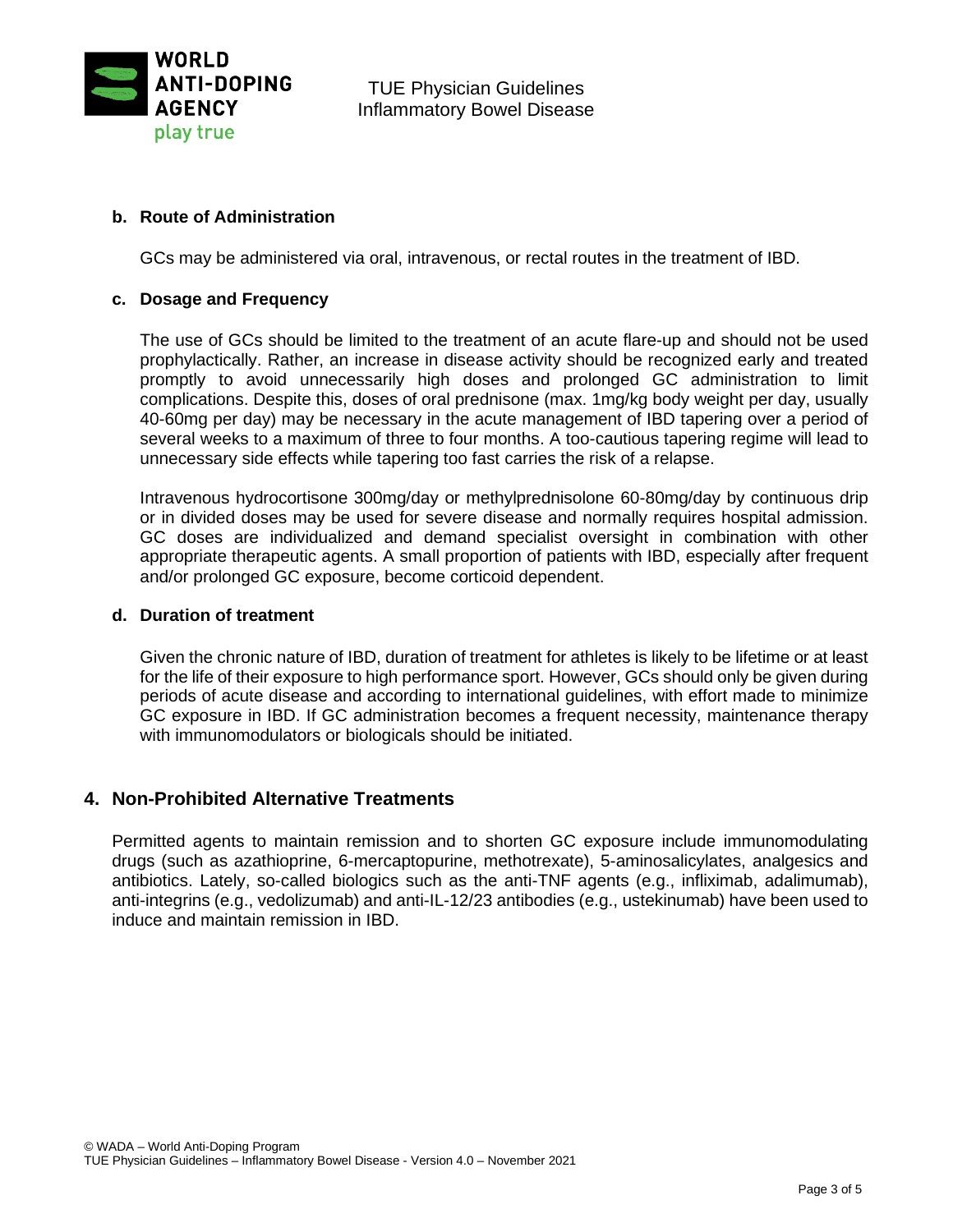**b. Route of Administration**

GCs may be administered via oral, intravenous, or rectal routes in the treatment of IBD.

**c. Dosage and Frequency**

The use of GCs should be limited to the treatment of an acute flare-up and should not be used prophylactically. Rather, an increase in disease activity should be recognized early and treated promptly to avoid unnecessarily high doses and prolonged GC administration to limit complications. Despite this, doses of oral prednisone (max. 1mg/kg body weight per day, usually 40-60mg per day) may be necessary in the acute management of IBD tapering over a period of several weeks to a maximum of three to four months. A too-cautious tapering regime will lead to unnecessary side effects while tapering too fast carries the risk of a relapse.

Intravenous hydrocortisone 300mg/day or methylprednisolone 60-80mg/day by continuous drip or in divided doses may be used for severe disease and normally requires hospital admission. GC doses are individualized and demand specialist oversight in combination with other appropriate therapeutic agents. A small proportion of patients with IBD, especially after frequent and/or prolonged GC exposure, become corticoid dependent.

**d. Duration of treatment**

Given the chronic nature of IBD, duration of treatment for athletes is likely to be lifetime or at least for the life of their exposure to high performance sport. However, GCs should only be given during periods of acute disease and according to international guidelines, with effort made to minimize GC exposure in IBD. If GC administration becomes a frequent necessity, maintenance therapy with immunomodulators or biologicals should be initiated.

## 4. Non-Prohibited Alternative Treatments

Permitted agents to maintain remission and to shorten GC exposure include immunomodulating drugs (such as azathioprine, 6-mercaptopurine, methotrexate), 5-aminosalicylates, analgesics and antibiotics. Lately, so-called biologics such as the anti-TNF agents (e.g., infliximab, adalimumab), anti-integrins (e.g., vedolizumab) and anti-IL-12/23 antibodies (e.g., ustekinumab) have been used to induce and maintain remission in IBD.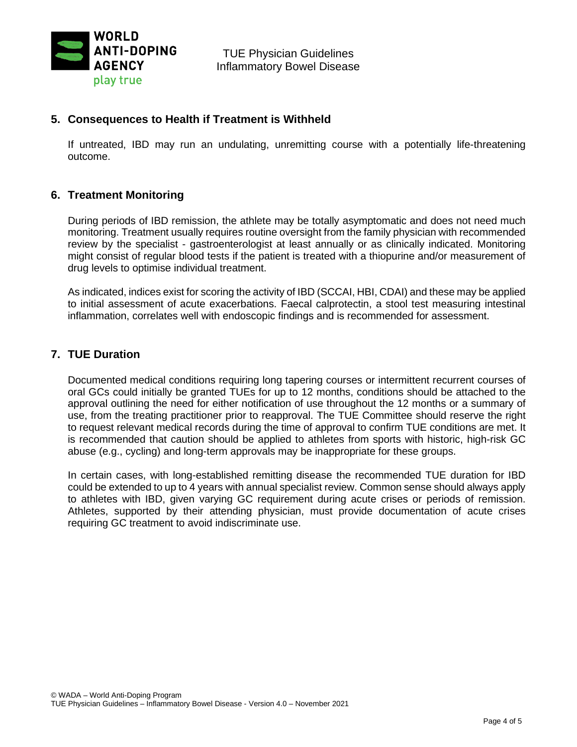## 5. Consequences to Health if Treatment is Withheld

If untreated, IBD may run an undulating, unremitting course with a potentially life-threatening outcome.

## 6. Treatment Monitoring

During periods of IBD remission, the athlete may be totally asymptomatic and does not need much monitoring. Treatment usually requires routine oversight from the family physician with recommended review by the specialist - gastroenterologist at least annually or as clinically indicated. Monitoring might consist of regular blood tests if the patient is treated with a thiopurine and/or measurement of drug levels to optimise individual treatment.

As indicated, indices exist for scoring the activity of IBD (SCCAI, HBI, CDAI) and these may be applied to initial assessment of acute exacerbations. Faecal calprotectin, a stool test measuring intestinal inflammation, correlates well with endoscopic findings and is recommended for assessment.

## 7. TUE Duration

Documented medical conditions requiring long tapering courses or intermittent recurrent courses of oral GCs could initially be granted TUEs for up to 12 months, conditions should be attached to the approval outlining the need for either notification of use throughout the 12 months or a summary of use, from the treating practitioner prior to reapproval. The TUE Committee should reserve the right to request relevant medical records during the time of approval to confirm TUE conditions are met. It is recommended that caution should be applied to athletes from sports with historic, high-risk GC abuse (e.g., cycling) and long-term approvals may be inappropriate for these groups.

In certain cases, with long-established remitting disease the recommended TUE duration for IBD could be extended to up to 4 years with annual specialist review. Common sense should always apply to athletes with IBD, given varying GC requirement during acute crises or periods of remission. Athletes, supported by their attending physician, must provide documentation of acute crises requiring GC treatment to avoid indiscriminate use.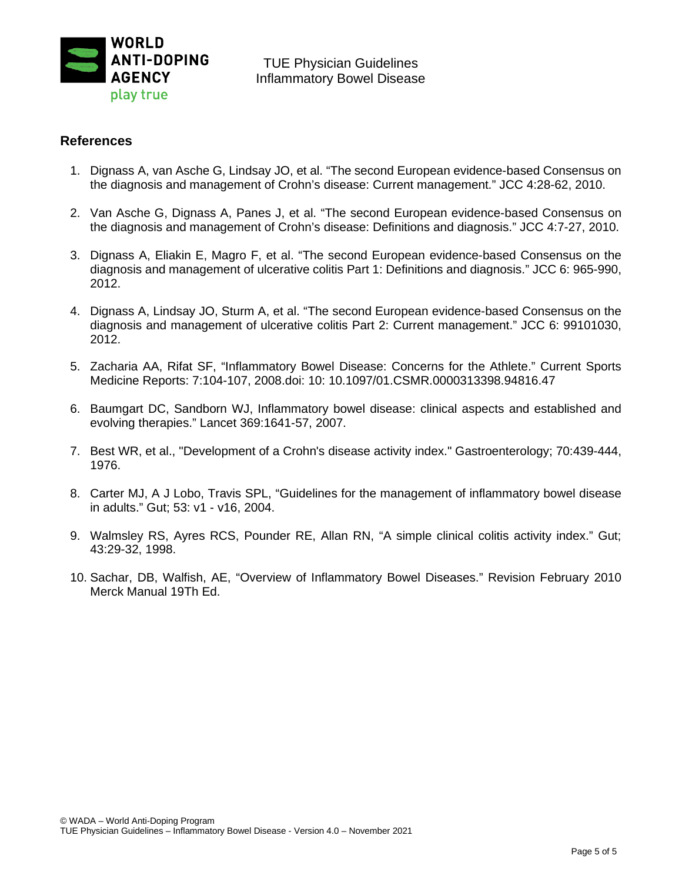## References

1. Dignass A, van Asche G, Lindsay JO, et al. “The second European evidence-based Consensus on the diagnosis and management of Crohn’s disease: Current management.” JCC 4:28-62, 2010.

2. Van Asche G, Dignass A, Panes J, et al. “The second European evidence-based Consensus on the diagnosis and management of Crohn’s disease: Definitions and diagnosis.” JCC 4:7-27, 2010.

3. Dignass A, Eliakin E, Magro F, et al. “The second European evidence-based Consensus on the diagnosis and management of ulcerative colitis Part 1: Definitions and diagnosis.” JCC 6: 965-990, 2012.

4. Dignass A, Lindsay JO, Sturm A, et al. “The second European evidence-based Consensus on the diagnosis and management of ulcerative colitis Part 2: Current management.” JCC 6: 99101030, 2012.

5. Zacharia AA, Rifat SF, “Inflammatory Bowel Disease: Concerns for the Athlete.” Current Sports Medicine Reports: 7:104-107, 2008.doi: 10: 10.1097/01.CSMR.0000313398.94816.47

6. Baumgart DC, Sandborn WJ, Inflammatory bowel disease: clinical aspects and established and evolving therapies.” Lancet 369:1641-57, 2007.

7. Best WR, et al., "Development of a Crohn's disease activity index." Gastroenterology; 70:439-444, 1976.

8. Carter MJ, A J Lobo, Travis SPL, “Guidelines for the management of inflammatory bowel disease in adults.” Gut; 53: v1 - v16, 2004.

9. Walmsley RS, Ayres RCS, Pounder RE, Allan RN, “A simple clinical colitis activity index.” Gut; 43:29-32, 1998.

10. Sachar, DB, Walfish, AE, “Overview of Inflammatory Bowel Diseases.” Revision February 2010 Merck Manual 19Th Ed.